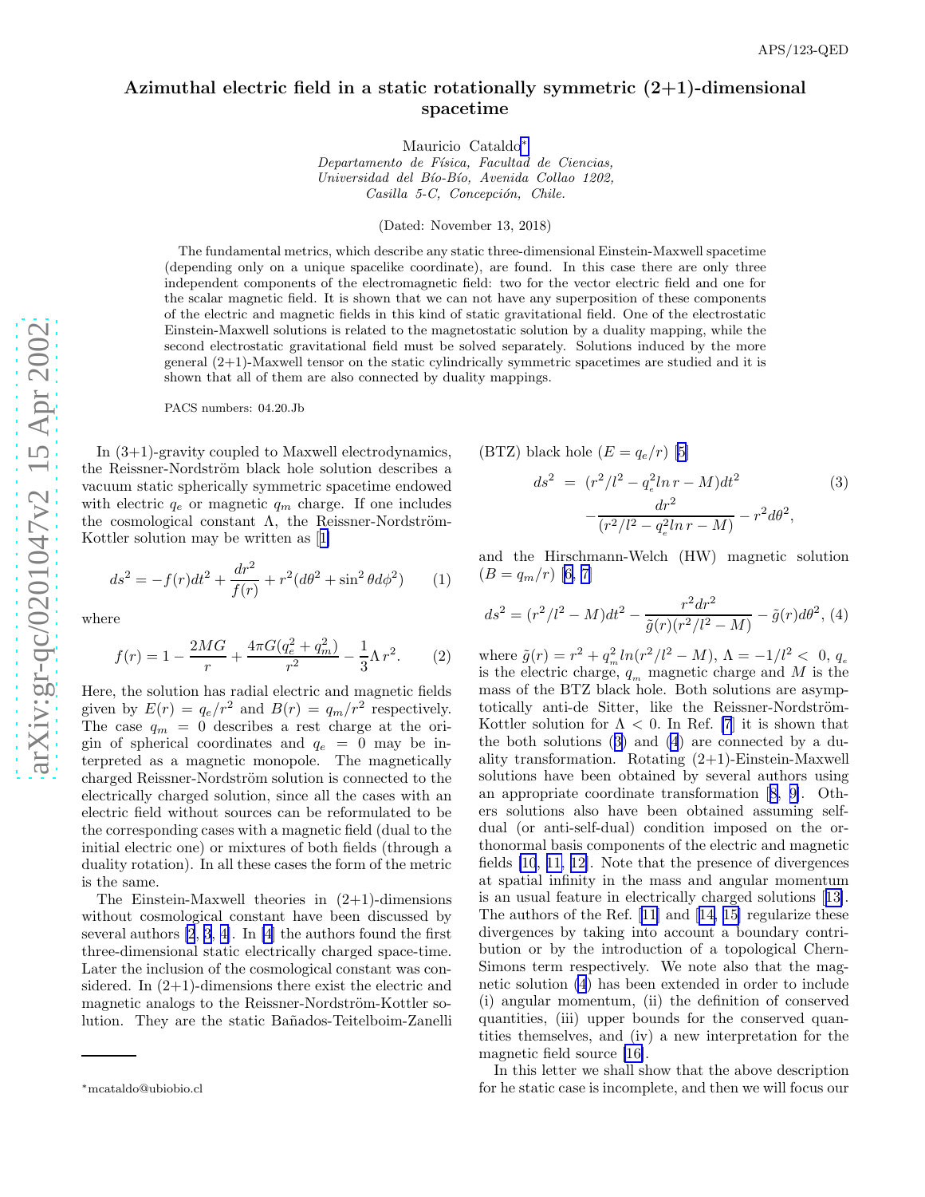# Azimuthal electric field in a static rotationally symmetric (2+1)-dimensional spacetime

Mauricio Cataldo*

*Departamento de Física, Facultad de Ciencias,*
*Universidad del Bío-Bío, Avenida Collao 1202,*
*Casilla 5-C, Concepción, Chile.*

(Dated: November 13, 2018)

The fundamental metrics, which describe any static three-dimensional Einstein-Maxwell spacetime (depending only on a unique spacelike coordinate), are found. In this case there are only three independent components of the electromagnetic field: two for the vector electric field and one for the scalar magnetic field. It is shown that we can not have any superposition of these components of the electric and magnetic fields in this kind of static gravitational field. One of the electrostatic Einstein-Maxwell solutions is related to the magnetostatic solution by a duality mapping, while the second electrostatic gravitational field must be solved separately. Solutions induced by the more general (2+1)-Maxwell tensor on the static cylindrically symmetric spacetimes are studied and it is shown that all of them are also connected by duality mappings.

PACS numbers: 04.20.Jb

In (3+1)-gravity coupled to Maxwell electrodynamics, the Reissner-Nordström black hole solution describes a vacuum static spherically symmetric spacetime endowed with electric $q_e$ or magnetic $q_m$ charge. If one includes the cosmological constant $\Lambda$, the Reissner-Nordström-Kottler solution may be written as [1]

$$ds^2 = -f(r)dt^2 + \frac{dr^2}{f(r)} + r^2(d\theta^2 + \sin^2\theta d\phi^2) \qquad (1)$$

where

$$f(r) = 1 - \frac{2MG}{r} + \frac{4\pi G(q_e^2 + q_m^2)}{r^2} - \frac{1}{3}\Lambda r^2. \qquad (2)$$

Here, the solution has radial electric and magnetic fields given by $E(r) = q_e/r^2$ and $B(r) = q_m/r^2$ respectively. The case $q_m = 0$ describes a rest charge at the origin of spherical coordinates and $q_e = 0$ may be interpreted as a magnetic monopole. The magnetically charged Reissner-Nordström solution is connected to the electrically charged solution, since all the cases with an electric field without sources can be reformulated to be the corresponding cases with a magnetic field (dual to the initial electric one) or mixtures of both fields (through a duality rotation). In all these cases the form of the metric is the same.

The Einstein-Maxwell theories in (2+1)-dimensions without cosmological constant have been discussed by several authors [2, 3, 4]. In [4] the authors found the first three-dimensional static electrically charged space-time. Later the inclusion of the cosmological constant was considered. In (2+1)-dimensions there exist the electric and magnetic analogs to the Reissner-Nordström-Kottler solution. They are the static Bañados-Teitelboim-Zanelli (BTZ) black hole ($E = q_e/r$) [5]

$$\begin{aligned} ds^2 &= (r^2/l^2 - q_e^2 ln\, r - M)dt^2 \\ &- \frac{dr^2}{(r^2/l^2 - q_e^2 ln\, r - M)} - r^2 d\theta^2, \end{aligned} \qquad (3)$$

and the Hirschmann-Welch (HW) magnetic solution ($B = q_m/r$) [6, 7]

$$ds^2 = (r^2/l^2 - M)dt^2 - \frac{r^2 dr^2}{\tilde{g}(r)(r^2/l^2 - M)} - \tilde{g}(r)d\theta^2, \qquad (4)$$

where $\tilde{g}(r) = r^2 + q_m^2 ln(r^2/l^2 - M)$, $\Lambda = -1/l^2 < 0$, $q_e$ is the electric charge, $q_m$ magnetic charge and $M$ is the mass of the BTZ black hole. Both solutions are asymptotically anti-de Sitter, like the Reissner-Nordström-Kottler solution for $\Lambda < 0$. In Ref. [7] it is shown that the both solutions (3) and (4) are connected by a duality transformation. Rotating (2+1)-Einstein-Maxwell solutions have been obtained by several authors using an appropriate coordinate transformation [8, 9]. Others solutions also have been obtained assuming self-dual (or anti-self-dual) condition imposed on the orthonormal basis components of the electric and magnetic fields [10, 11, 12]. Note that the presence of divergences at spatial infinity in the mass and angular momentum is an usual feature in electrically charged solutions [13]. The authors of the Ref. [11] and [14, 15] regularize these divergences by taking into account a boundary contribution or by the introduction of a topological Chern-Simons term respectively. We note also that the magnetic solution (4) has been extended in order to include (i) angular momentum, (ii) the definition of conserved quantities, (iii) upper bounds for the conserved quantities themselves, and (iv) a new interpretation for the magnetic field source [16].

In this letter we shall show that the above description for he static case is incomplete, and then we will focus our

*mcataldo@ubiobio.cl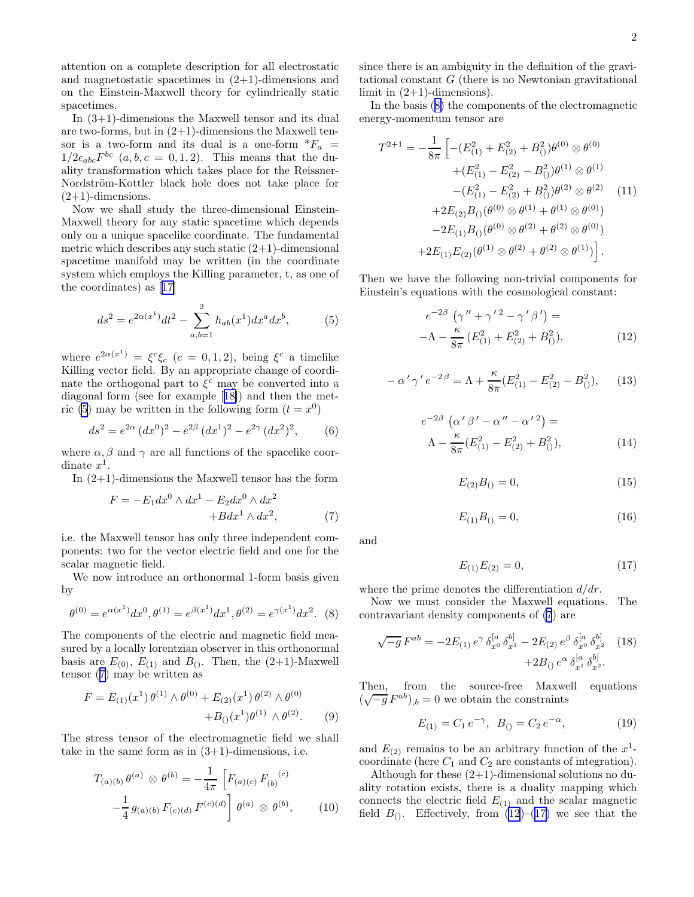attention on a complete description for all electrostatic and magnetostatic spacetimes in (2+1)-dimensions and on the Einstein-Maxwell theory for cylindrically static spacetimes.

In (3+1)-dimensions the Maxwell tensor and its dual are two-forms, but in (2+1)-dimensions the Maxwell tensor is a two-form and its dual is a one-form $^*F_a = 1/2\epsilon_{abc}F^{bc}$ $(a, b, c = 0, 1, 2)$. This means that the duality transformation which takes place for the Reissner-Nordström-Kottler black hole does not take place for (2+1)-dimensions.

Now we shall study the three-dimensional Einstein-Maxwell theory for any static spacetime which depends only on a unique spacelike coordinate. The fundamental metric which describes any such static (2+1)-dimensional spacetime manifold may be written (in the coordinate system which employs the Killing parameter, t, as one of the coordinates) as [17]

$$ds^2 = e^{2\alpha(x^1)}dt^2 - \sum_{a,b=1}^{2} h_{ab}(x^1)dx^a dx^b, \qquad (5)$$

where $e^{2\alpha(x^1)} = \xi^c\xi_c$ $(c = 0, 1, 2)$, being $\xi^c$ a timelike Killing vector field. By an appropriate change of coordinate the orthogonal part to $\xi^c$ may be converted into a diagonal form (see for example [18]) and then the metric (5) may be written in the following form $(t = x^0)$

$$ds^2 = e^{2\alpha}\,(dx^0)^2 - e^{2\beta}\,(dx^1)^2 - e^{2\gamma}\,(dx^2)^2, \qquad (6)$$

where $\alpha, \beta$ and $\gamma$ are all functions of the spacelike coordinate $x^1$.

In (2+1)-dimensions the Maxwell tensor has the form

$$F = -E_1 dx^0 \wedge dx^1 - E_2 dx^0 \wedge dx^2 + B dx^1 \wedge dx^2, \qquad (7)$$

i.e. the Maxwell tensor has only three independent components: two for the vector electric field and one for the scalar magnetic field.

We now introduce an orthonormal 1-form basis given by

$$\theta^{(0)} = e^{\alpha(x^1)}dx^0, \theta^{(1)} = e^{\beta(x^1)}dx^1, \theta^{(2)} = e^{\gamma(x^1)}dx^2. \quad (8)$$

The components of the electric and magnetic field measured by a locally lorentzian observer in this orthonormal basis are $E_{(0)}$, $E_{(1)}$ and $B_{()}$. Then, the (2+1)-Maxwell tensor (7) may be written as

$$F = E_{(1)}(x^1)\,\theta^{(1)} \wedge \theta^{(0)} + E_{(2)}(x^1)\,\theta^{(2)} \wedge \theta^{(0)} + B_{()}(x^1)\theta^{(1)} \wedge \theta^{(2)}. \qquad (9)$$

The stress tensor of the electromagnetic field we shall take in the same form as in (3+1)-dimensions, i.e.

$$T_{(a)(b)}\,\theta^{(a)} \otimes \theta^{(b)} = -\frac{1}{4\pi}\left[F_{(a)(c)}\,F_{(b)}{}^{(c)} - \frac{1}{4}\,g_{(a)(b)}\,F_{(c)(d)}\,F^{(c)(d)}\right]\theta^{(a)} \otimes \theta^{(b)}, \qquad (10)$$

since there is an ambiguity in the definition of the gravitational constant $G$ (there is no Newtonian gravitational limit in (2+1)-dimensions).

In the basis (8) the components of the electromagnetic energy-momentum tensor are

$$\begin{aligned} T^{2+1} = -\frac{1}{8\pi}\Big[&-(E_{(1)}^2 + E_{(2)}^2 + B_{()}^2)\theta^{(0)} \otimes \theta^{(0)} \\ &+(E_{(1)}^2 - E_{(2)}^2 - B_{()}^2)\theta^{(1)} \otimes \theta^{(1)} \\ &-(E_{(1)}^2 - E_{(2)}^2 + B_{()}^2)\theta^{(2)} \otimes \theta^{(2)} \\ &+2E_{(2)}B_{()}(\theta^{(0)} \otimes \theta^{(1)} + \theta^{(1)} \otimes \theta^{(0)}) \\ &-2E_{(1)}B_{()}(\theta^{(0)} \otimes \theta^{(2)} + \theta^{(2)} \otimes \theta^{(0)}) \\ &+2E_{(1)}E_{(2)}(\theta^{(1)} \otimes \theta^{(2)} + \theta^{(2)} \otimes \theta^{(1)})\Big]. \end{aligned} \qquad (11)$$

Then we have the following non-trivial components for Einstein's equations with the cosmological constant:

$$e^{-2\beta}\left(\gamma'' + \gamma'^2 - \gamma'\beta'\right) = -\Lambda - \frac{\kappa}{8\pi}(E_{(1)}^2 + E_{(2)}^2 + B_{()}^2), \qquad (12)$$

$$-\alpha'\gamma'\,e^{-2\beta} = \Lambda + \frac{\kappa}{8\pi}(E_{(1)}^2 - E_{(2)}^2 - B_{()}^2), \qquad (13)$$

$$e^{-2\beta}\left(\alpha'\beta' - \alpha'' - \alpha'^2\right) = \Lambda - \frac{\kappa}{8\pi}(E_{(1)}^2 - E_{(2)}^2 + B_{()}^2), \qquad (14)$$

$$E_{(2)}B_{()} = 0, \qquad (15)$$

$$E_{(1)}B_{()} = 0, \qquad (16)$$

and

$$E_{(1)}E_{(2)} = 0, \qquad (17)$$

where the prime denotes the differentiation $d/dr$.

Now we must consider the Maxwell equations. The contravariant density components of (7) are

$$\sqrt{-g}\,F^{ab} = -2E_{(1)}\,e^{\gamma}\,\delta^{[a}_{x^0}\,\delta^{b]}_{x^1} - 2E_{(2)}\,e^{\beta}\,\delta^{[a}_{x^0}\,\delta^{b]}_{x^2} + 2B_{()}\,e^{\alpha}\,\delta^{[a}_{x^1}\,\delta^{b]}_{x^2}. \qquad (18)$$

Then, from the source-free Maxwell equations $(\sqrt{-g}\,F^{ab})_{,b} = 0$ we obtain the constraints

$$E_{(1)} = C_1\,e^{-\gamma}, \;\; B_{()} = C_2\,e^{-\alpha}, \qquad (19)$$

and $E_{(2)}$ remains to be an arbitrary function of the $x^1$-coordinate (here $C_1$ and $C_2$ are constants of integration).

Although for these (2+1)-dimensional solutions no duality rotation exists, there is a duality mapping which connects the electric field $E_{(1)}$ and the scalar magnetic field $B_{()}$. Effectively, from (12)–(17) we see that the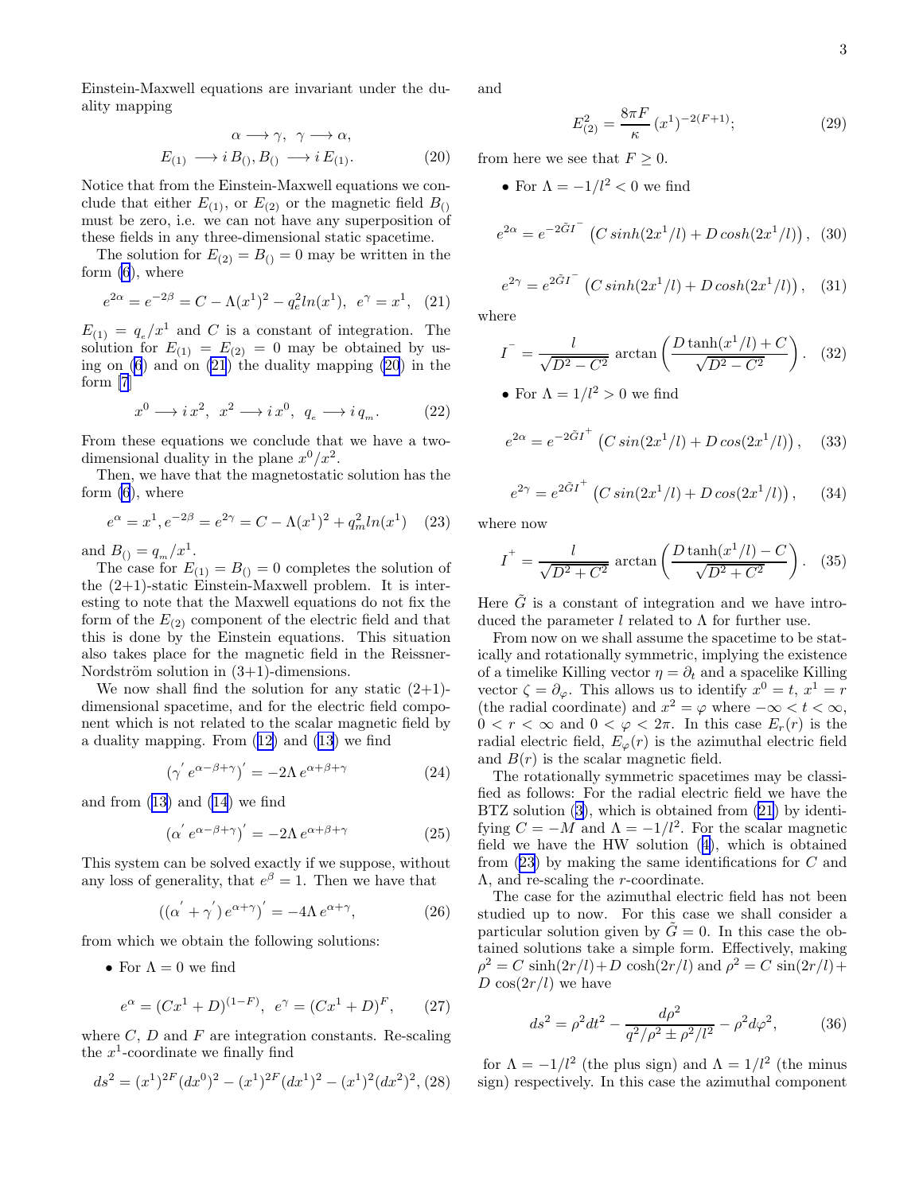Einstein-Maxwell equations are invariant under the duality mapping

$$\alpha \longrightarrow \gamma,\ \gamma \longrightarrow \alpha,$$
$$E_{(1)} \longrightarrow i\, B_{()}, B_{()} \longrightarrow i\, E_{(1)}. \tag{20}$$

Notice that from the Einstein-Maxwell equations we conclude that either $E_{(1)}$, or $E_{(2)}$ or the magnetic field $B_{()}$ must be zero, i.e. we can not have any superposition of these fields in any three-dimensional static spacetime.

The solution for $E_{(2)} = B_{()} = 0$ may be written in the form (6), where

$$e^{2\alpha} = e^{-2\beta} = C - \Lambda (x^1)^2 - q_e^2 ln(x^1),\ \ e^{\gamma} = x^1, \tag{21}$$

$E_{(1)} = q_e/x^1$ and $C$ is a constant of integration. The solution for $E_{(1)} = E_{(2)} = 0$ may be obtained by using on (6) and on (21) the duality mapping (20) in the form [7]

$$x^0 \longrightarrow i\, x^2,\ \ x^2 \longrightarrow i\, x^0,\ \ q_e \longrightarrow i\, q_m. \tag{22}$$

From these equations we conclude that we have a two-dimensional duality in the plane $x^0/x^2$.

Then, we have that the magnetostatic solution has the form (6), where

$$e^{\alpha} = x^1, e^{-2\beta} = e^{2\gamma} = C - \Lambda (x^1)^2 + q_m^2 ln(x^1) \tag{23}$$

and $B_{()} = q_m/x^1$.

The case for $E_{(1)} = B_{()} = 0$ completes the solution of the (2+1)-static Einstein-Maxwell problem. It is interesting to note that the Maxwell equations do not fix the form of the $E_{(2)}$ component of the electric field and that this is done by the Einstein equations. This situation also takes place for the magnetic field in the Reissner-Nordström solution in (3+1)-dimensions.

We now shall find the solution for any static (2+1)-dimensional spacetime, and for the electric field component which is not related to the scalar magnetic field by a duality mapping. From (12) and (13) we find

$$(\gamma^{'}\, e^{\alpha-\beta+\gamma})^{'} = -2\Lambda\, e^{\alpha+\beta+\gamma} \tag{24}$$

and from (13) and (14) we find

$$(\alpha^{'}\, e^{\alpha-\beta+\gamma})^{'} = -2\Lambda\, e^{\alpha+\beta+\gamma} \tag{25}$$

This system can be solved exactly if we suppose, without any loss of generality, that $e^{\beta} = 1$. Then we have that

$$((\alpha^{'} + \gamma^{'})\, e^{\alpha+\gamma})^{'} = -4\Lambda\, e^{\alpha+\gamma}, \tag{26}$$

from which we obtain the following solutions:

- For $\Lambda = 0$ we find

$$e^{\alpha} = (Cx^1 + D)^{(1-F)},\ \ e^{\gamma} = (Cx^1 + D)^F, \tag{27}$$

where $C$, $D$ and $F$ are integration constants. Re-scaling the $x^1$-coordinate we finally find

$$ds^2 = (x^1)^{2F}(dx^0)^2 - (x^1)^{2F}(dx^1)^2 - (x^1)^2(dx^2)^2, \tag{28}$$

and

$$E_{(2)}^2 = \frac{8\pi F}{\kappa}\,(x^1)^{-2(F+1)}; \tag{29}$$

from here we see that $F \geq 0$.

- For $\Lambda = -1/l^2 < 0$ we find

$$e^{2\alpha} = e^{-2\tilde{G}I^-}\,\left(C\, sinh(2x^1/l) + D\, cosh(2x^1/l)\right), \tag{30}$$

$$e^{2\gamma} = e^{2\tilde{G}I^-}\,\left(C\, sinh(2x^1/l) + D\, cosh(2x^1/l)\right), \tag{31}$$

where

$$I^- = \frac{l}{\sqrt{D^2 - C^2}}\, \arctan\left(\frac{D\tanh(x^1/l) + C}{\sqrt{D^2 - C^2}}\right). \tag{32}$$

- For $\Lambda = 1/l^2 > 0$ we find

$$e^{2\alpha} = e^{-2\tilde{G}I^+}\,\left(C\, sin(2x^1/l) + D\, cos(2x^1/l)\right), \tag{33}$$

$$e^{2\gamma} = e^{2\tilde{G}I^+}\,\left(C\, sin(2x^1/l) + D\, cos(2x^1/l)\right), \tag{34}$$

where now

$$I^+ = \frac{l}{\sqrt{D^2 + C^2}}\, \arctan\left(\frac{D\tanh(x^1/l) - C}{\sqrt{D^2 + C^2}}\right). \tag{35}$$

Here $\tilde{G}$ is a constant of integration and we have introduced the parameter $l$ related to $\Lambda$ for further use.

From now on we shall assume the spacetime to be statically and rotationally symmetric, implying the existence of a timelike Killing vector $\eta = \partial_t$ and a spacelike Killing vector $\zeta = \partial_\varphi$. This allows us to identify $x^0 = t$, $x^1 = r$ (the radial coordinate) and $x^2 = \varphi$ where $-\infty < t < \infty$, $0 < r < \infty$ and $0 < \varphi < 2\pi$. In this case $E_r(r)$ is the radial electric field, $E_\varphi(r)$ is the azimuthal electric field and $B(r)$ is the scalar magnetic field.

The rotationally symmetric spacetimes may be classified as follows: For the radial electric field we have the BTZ solution (3), which is obtained from (21) by identifying $C = -M$ and $\Lambda = -1/l^2$. For the scalar magnetic field we have the HW solution (4), which is obtained from (23) by making the same identifications for $C$ and $\Lambda$, and re-scaling the $r$-coordinate.

The case for the azimuthal electric field has not been studied up to now. For this case we shall consider a particular solution given by $\tilde{G} = 0$. In this case the obtained solutions take a simple form. Effectively, making $\rho^2 = C\,\sinh(2r/l) + D\,\cosh(2r/l)$ and $\rho^2 = C\,\sin(2r/l) + D\,\cos(2r/l)$ we have

$$ds^2 = \rho^2 dt^2 - \frac{d\rho^2}{q^2/\rho^2 \pm \rho^2/l^2} - \rho^2 d\varphi^2, \tag{36}$$

for $\Lambda = -1/l^2$ (the plus sign) and $\Lambda = 1/l^2$ (the minus sign) respectively. In this case the azimuthal component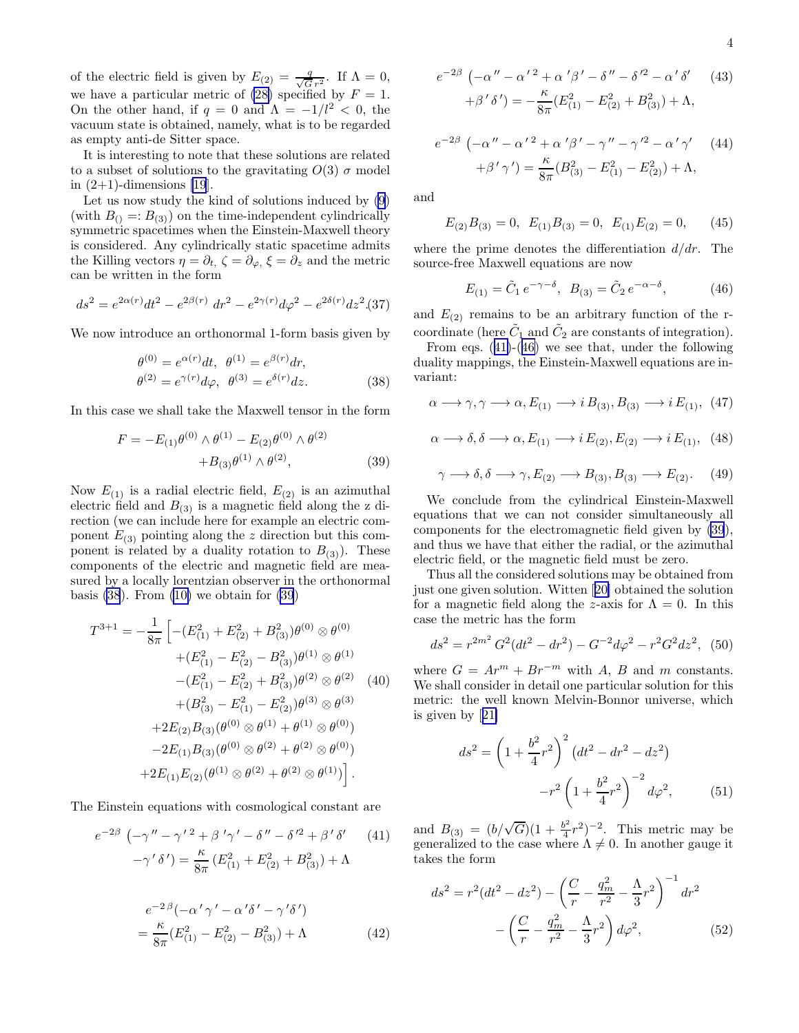of the electric field is given by $E_{(2)} = \frac{q}{\sqrt{G}r^2}$. If $\Lambda = 0$, we have a particular metric of (28) specified by $F = 1$. On the other hand, if $q = 0$ and $\Lambda = -1/l^2 < 0$, the vacuum state is obtained, namely, what is to be regarded as empty anti-de Sitter space.

It is interesting to note that these solutions are related to a subset of solutions to the gravitating $O(3)$ $\sigma$ model in (2+1)-dimensions [19].

Let us now study the kind of solutions induced by (9) (with $B_{()} =: B_{(3)}$) on the time-independent cylindrically symmetric spacetimes when the Einstein-Maxwell theory is considered. Any cylindrically static spacetime admits the Killing vectors $\eta = \partial_t$, $\zeta = \partial_\varphi$, $\xi = \partial_z$ and the metric can be written in the form

$$ds^2 = e^{2\alpha(r)}dt^2 - e^{2\beta(r)}\,dr^2 - e^{2\gamma(r)}d\varphi^2 - e^{2\delta(r)}dz^2. \quad (37)$$

We now introduce an orthonormal 1-form basis given by

$$\theta^{(0)} = e^{\alpha(r)}dt,\ \ \theta^{(1)} = e^{\beta(r)}dr,$$
$$\theta^{(2)} = e^{\gamma(r)}d\varphi,\ \ \theta^{(3)} = e^{\delta(r)}dz. \quad (38)$$

In this case we shall take the Maxwell tensor in the form

$$F = -E_{(1)}\theta^{(0)}\wedge\theta^{(1)} - E_{(2)}\theta^{(0)}\wedge\theta^{(2)} + B_{(3)}\theta^{(1)}\wedge\theta^{(2)}, \quad (39)$$

Now $E_{(1)}$ is a radial electric field, $E_{(2)}$ is an azimuthal electric field and $B_{(3)}$ is a magnetic field along the z direction (we can include here for example an electric component $E_{(3)}$ pointing along the $z$ direction but this component is related by a duality rotation to $B_{(3)}$). These components of the electric and magnetic field are measured by a locally lorentzian observer in the orthonormal basis (38). From (10) we obtain for (39)

$$\begin{aligned}
T^{3+1} = -\frac{1}{8\pi}\Big[&-(E_{(1)}^2 + E_{(2)}^2 + B_{(3)}^2)\theta^{(0)}\otimes\theta^{(0)} \\
&+(E_{(1)}^2 - E_{(2)}^2 - B_{(3)}^2)\theta^{(1)}\otimes\theta^{(1)} \\
&-(E_{(1)}^2 - E_{(2)}^2 + B_{(3)}^2)\theta^{(2)}\otimes\theta^{(2)} \\
&+(B_{(3)}^2 - E_{(1)}^2 - E_{(2)}^2)\theta^{(3)}\otimes\theta^{(3)} \\
&+2E_{(2)}B_{(3)}(\theta^{(0)}\otimes\theta^{(1)} + \theta^{(1)}\otimes\theta^{(0)}) \\
&-2E_{(1)}B_{(3)}(\theta^{(0)}\otimes\theta^{(2)} + \theta^{(2)}\otimes\theta^{(0)}) \\
&+2E_{(1)}E_{(2)}(\theta^{(1)}\otimes\theta^{(2)} + \theta^{(2)}\otimes\theta^{(1)})\Big].
\end{aligned} \quad (40)$$

The Einstein equations with cosmological constant are

$$e^{-2\beta}\left(-\gamma'' - \gamma'^2 + \beta'\gamma' - \delta'' - \delta'^2 + \beta'\delta' - \gamma'\delta'\right) = \frac{\kappa}{8\pi}\left(E_{(1)}^2 + E_{(2)}^2 + B_{(3)}^2\right) + \Lambda \quad (41)$$

$$e^{-2\beta}(-\alpha'\gamma' - \alpha'\delta' - \gamma'\delta') = \frac{\kappa}{8\pi}(E_{(1)}^2 - E_{(2)}^2 - B_{(3)}^2) + \Lambda \quad (42)$$

$$e^{-2\beta}\left(-\alpha'' - \alpha'^2 + \alpha'\beta' - \delta'' - \delta'^2 - \alpha'\delta' + \beta'\delta'\right) = -\frac{\kappa}{8\pi}(E_{(1)}^2 - E_{(2)}^2 + B_{(3)}^2) + \Lambda, \quad (43)$$

$$e^{-2\beta}\left(-\alpha'' - \alpha'^2 + \alpha'\beta' - \gamma'' - \gamma'^2 - \alpha'\gamma' + \beta'\gamma'\right) = \frac{\kappa}{8\pi}(B_{(3)}^2 - E_{(1)}^2 - E_{(2)}^2) + \Lambda, \quad (44)$$

and

$$E_{(2)}B_{(3)} = 0,\ \ E_{(1)}B_{(3)} = 0,\ \ E_{(1)}E_{(2)} = 0, \quad (45)$$

where the prime denotes the differentiation $d/dr$. The source-free Maxwell equations are now

$$E_{(1)} = \tilde{C}_1\, e^{-\gamma-\delta},\ \ B_{(3)} = \tilde{C}_2\, e^{-\alpha-\delta}, \quad (46)$$

and $E_{(2)}$ remains to be an arbitrary function of the r-coordinate (here $\tilde{C}_1$ and $\tilde{C}_2$ are constants of integration).

From eqs. (41)-(46) we see that, under the following duality mappings, the Einstein-Maxwell equations are invariant:

$$\alpha \longrightarrow \gamma, \gamma \longrightarrow \alpha, E_{(1)} \longrightarrow i\,B_{(3)}, B_{(3)} \longrightarrow i\,E_{(1)}, \quad (47)$$

$$\alpha \longrightarrow \delta, \delta \longrightarrow \alpha, E_{(1)} \longrightarrow i\,E_{(2)}, E_{(2)} \longrightarrow i\,E_{(1)}, \quad (48)$$

$$\gamma \longrightarrow \delta, \delta \longrightarrow \gamma, E_{(2)} \longrightarrow B_{(3)}, B_{(3)} \longrightarrow E_{(2)}. \quad (49)$$

We conclude from the cylindrical Einstein-Maxwell equations that we can not consider simultaneously all components for the electromagnetic field given by (39), and thus we have that either the radial, or the azimuthal electric field, or the magnetic field must be zero.

Thus all the considered solutions may be obtained from just one given solution. Witten [20] obtained the solution for a magnetic field along the $z$-axis for $\Lambda = 0$. In this case the metric has the form

$$ds^2 = r^{2m^2}\,G^2(dt^2 - dr^2) - G^{-2}d\varphi^2 - r^2G^2dz^2, \quad (50)$$

where $G = Ar^m + Br^{-m}$ with $A$, $B$ and $m$ constants. We shall consider in detail one particular solution for this metric: the well known Melvin-Bonnor universe, which is given by [21]

$$ds^2 = \left(1 + \frac{b^2}{4}r^2\right)^2\left(dt^2 - dr^2 - dz^2\right) - r^2\left(1 + \frac{b^2}{4}r^2\right)^{-2}d\varphi^2, \quad (51)$$

and $B_{(3)} = (b/\sqrt{G})(1 + \frac{b^2}{4}r^2)^{-2}$. This metric may be generalized to the case where $\Lambda \neq 0$. In another gauge it takes the form

$$ds^2 = r^2(dt^2 - dz^2) - \left(\frac{C}{r} - \frac{q_m^2}{r^2} - \frac{\Lambda}{3}r^2\right)^{-1}dr^2 - \left(\frac{C}{r} - \frac{q_m^2}{r^2} - \frac{\Lambda}{3}r^2\right)d\varphi^2, \quad (52)$$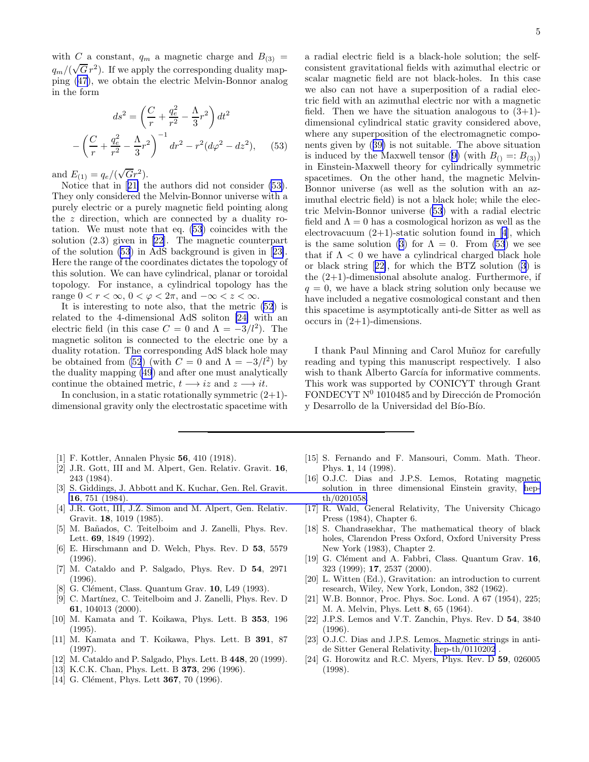with $C$ a constant, $q_m$ a magnetic charge and $B_{(3)} = q_m/(\sqrt{G}\,r^2)$. If we apply the corresponding duality mapping (47), we obtain the electric Melvin-Bonnor analog in the form

$$ds^2 = \left(\frac{C}{r} + \frac{q_e^2}{r^2} - \frac{\Lambda}{3}r^2\right)dt^2$$
$$-\left(\frac{C}{r} + \frac{q_e^2}{r^2} - \frac{\Lambda}{3}r^2\right)^{-1}dr^2 - r^2(d\varphi^2 - dz^2), \qquad (53)$$

and $E_{(1)} = q_e/(\sqrt{G}r^2)$.

Notice that in [21] the authors did not consider (53). They only considered the Melvin-Bonnor universe with a purely electric or a purely magnetic field pointing along the $z$ direction, which are connected by a duality rotation. We must note that eq. (53) coincides with the solution (2.3) given in [22]. The magnetic counterpart of the solution (53) in AdS background is given in [23]. Here the range of the coordinates dictates the topology of this solution. We can have cylindrical, planar or toroidal topology. For instance, a cylindrical topology has the range $0 < r < \infty$, $0 < \varphi < 2\pi$, and $-\infty < z < \infty$.

It is interesting to note also, that the metric (52) is related to the 4-dimensional AdS soliton [24] with an electric field (in this case $C = 0$ and $\Lambda = -3/l^2$). The magnetic soliton is connected to the electric one by a duality rotation. The corresponding AdS black hole may be obtained from (52) (with $C = 0$ and $\Lambda = -3/l^2$) by the duality mapping (49) and after one must analytically continue the obtained metric, $t \longrightarrow iz$ and $z \longrightarrow it$.

In conclusion, in a static rotationally symmetric (2+1)-dimensional gravity only the electrostatic spacetime with a radial electric field is a black-hole solution; the self-consistent gravitational fields with azimuthal electric or scalar magnetic field are not black-holes. In this case we also can not have a superposition of a radial electric field with an azimuthal electric nor with a magnetic field. Then we have the situation analogous to (3+1)-dimensional cylindrical static gravity considered above, where any superposition of the electromagnetic components given by (39) is not suitable. The above situation is induced by the Maxwell tensor (9) (with $B_{()} =: B_{(3)}$) in Einstein-Maxwell theory for cylindrically symmetric spacetimes. On the other hand, the magnetic Melvin-Bonnor universe (as well as the solution with an azimuthal electric field) is not a black hole; while the electric Melvin-Bonnor universe (53) with a radial electric field and $\Lambda = 0$ has a cosmological horizon as well as the electrovacuum (2+1)-static solution found in [4], which is the same solution (3) for $\Lambda = 0$. From (53) we see that if $\Lambda < 0$ we have a cylindrical charged black hole or black string [22], for which the BTZ solution (3) is the (2+1)-dimensional absolute analog. Furthermore, if $q = 0$, we have a black string solution only because we have included a negative cosmological constant and then this spacetime is asymptotically anti-de Sitter as well as occurs in (2+1)-dimensions.

I thank Paul Minning and Carol Muñoz for carefully reading and typing this manuscript respectively. I also wish to thank Alberto García for informative comments. This work was supported by CONICYT through Grant FONDECYT N$^0$ 1010485 and by Dirección de Promoción y Desarrollo de la Universidad del Bío-Bío.

---

[1] F. Kottler, Annalen Physic **56**, 410 (1918).
[2] J.R. Gott, III and M. Alpert, Gen. Relativ. Gravit. **16**, 243 (1984).
[3] S. Giddings, J. Abbott and K. Kuchar, Gen. Rel. Gravit. **16**, 751 (1984).
[4] J.R. Gott, III, J.Z. Simon and M. Alpert, Gen. Relativ. Gravit. **18**, 1019 (1985).
[5] M. Bañados, C. Teitelboim and J. Zanelli, Phys. Rev. Lett. **69**, 1849 (1992).
[6] E. Hirschmann and D. Welch, Phys. Rev. D **53**, 5579 (1996).
[7] M. Cataldo and P. Salgado, Phys. Rev. D **54**, 2971 (1996).
[8] G. Clément, Class. Quantum Grav. **10**, L49 (1993).
[9] C. Martínez, C. Teitelboim and J. Zanelli, Phys. Rev. D **61**, 104013 (2000).
[10] M. Kamata and T. Koikawa, Phys. Lett. B **353**, 196 (1995).
[11] M. Kamata and T. Koikawa, Phys. Lett. B **391**, 87 (1997).
[12] M. Cataldo and P. Salgado, Phys. Lett. B **448**, 20 (1999).
[13] K.C.K. Chan, Phys. Lett. B **373**, 296 (1996).
[14] G. Clément, Phys. Lett **367**, 70 (1996).
[15] S. Fernando and F. Mansouri, Comm. Math. Theor. Phys. **1**, 14 (1998).
[16] O.J.C. Dias and J.P.S. Lemos, Rotating magnetic solution in three dimensional Einstein gravity, hep-th/0201058.
[17] R. Wald, General Relativity, The University Chicago Press (1984), Chapter 6.
[18] S. Chandrasekhar, The mathematical theory of black holes, Clarendon Press Oxford, Oxford University Press New York (1983), Chapter 2.
[19] G. Clément and A. Fabbri, Class. Quantum Grav. **16**, 323 (1999); **17**, 2537 (2000).
[20] L. Witten (Ed.), Gravitation: an introduction to current research, Wiley, New York, London, 382 (1962).
[21] W.B. Bonnor, Proc. Phys. Soc. Lond. A 67 (1954), 225; M. A. Melvin, Phys. Lett **8**, 65 (1964).
[22] J.P.S. Lemos and V.T. Zanchin, Phys. Rev. D **54**, 3840 (1996).
[23] O.J.C. Dias and J.P.S. Lemos, Magnetic strings in anti-de Sitter General Relativity, hep-th/0110202 .
[24] G. Horowitz and R.C. Myers, Phys. Rev. D **59**, 026005 (1998).